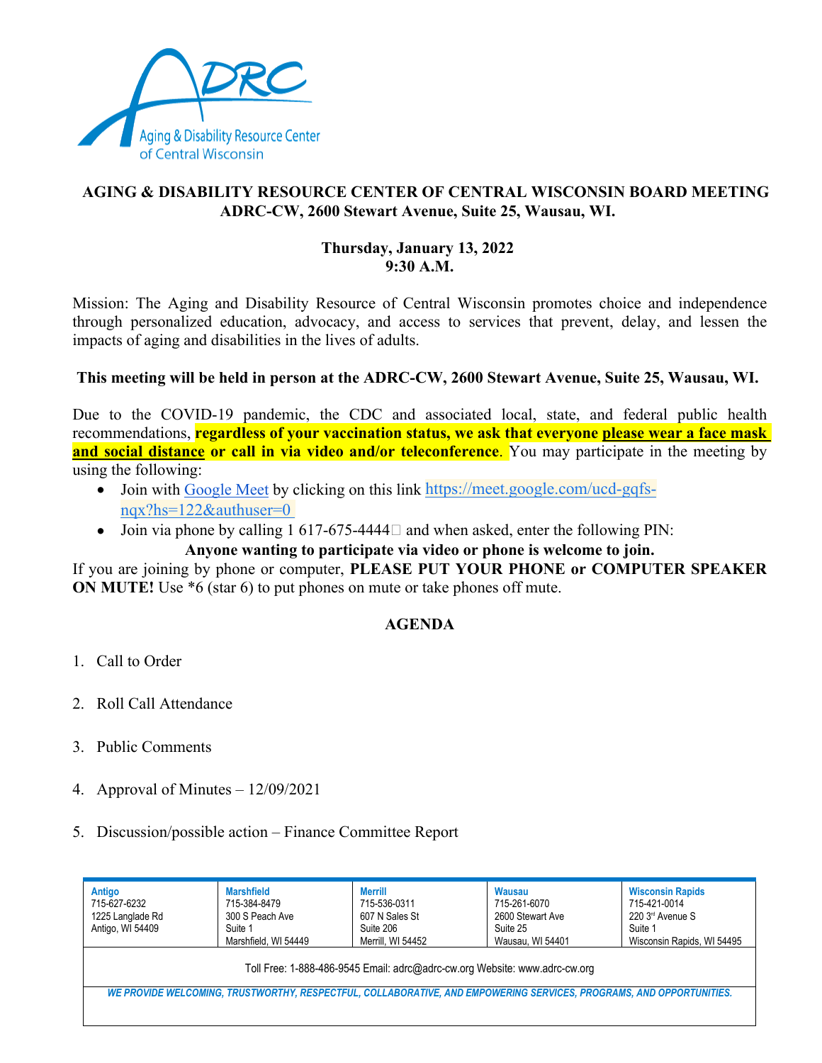**Aging & Disability Resource Center of Central Wisconsin**

# AGING & DISABILITY RESOURCE CENTER OF CENTRAL WISCONSIN BOARD MEETING
## ADRC-CW, 2600 Stewart Avenue, Suite 25, Wausau, WI.

**Thursday, January 13, 2022**
**9:30 A.M.**

Mission: The Aging and Disability Resource of Central Wisconsin promotes choice and independence through personalized education, advocacy, and access to services that prevent, delay, and lessen the impacts of aging and disabilities in the lives of adults.

**This meeting will be held in person at the ADRC-CW, 2600 Stewart Avenue, Suite 25, Wausau, WI.**

Due to the COVID-19 pandemic, the CDC and associated local, state, and federal public health recommendations, **regardless of your vaccination status, we ask that everyone please wear a face mask and social distance or call in via video and/or teleconference**. You may participate in the meeting by using the following:

- Join with Google Meet by clicking on this link https://meet.google.com/ucd-gqfs-nqx?hs=122&authuser=0
- Join via phone by calling 1 617-675-4444 and when asked, enter the following PIN:

**Anyone wanting to participate via video or phone is welcome to join.**

If you are joining by phone or computer, **PLEASE PUT YOUR PHONE or COMPUTER SPEAKER ON MUTE!** Use *6 (star 6) to put phones on mute or take phones off mute.

## AGENDA

1. Call to Order
2. Roll Call Attendance
3. Public Comments
4. Approval of Minutes – 12/09/2021
5. Discussion/possible action – Finance Committee Report

| Antigo | Marshfield | Merrill | Wausau | Wisconsin Rapids |
|---|---|---|---|---|
| 715-627-6232 | 715-384-8479 | 715-536-0311 | 715-261-6070 | 715-421-0014 |
| 1225 Langlade Rd | 300 S Peach Ave | 607 N Sales St | 2600 Stewart Ave | 220 3rd Avenue S |
| Antigo, WI 54409 | Suite 1 | Suite 206 | Suite 25 | Suite 1 |
| | Marshfield, WI 54449 | Merrill, WI 54452 | Wausau, WI 54401 | Wisconsin Rapids, WI 54495 |

Toll Free: 1-888-486-9545 Email: adrc@adrc-cw.org Website: www.adrc-cw.org

*WE PROVIDE WELCOMING, TRUSTWORTHY, RESPECTFUL, COLLABORATIVE, AND EMPOWERING SERVICES, PROGRAMS, AND OPPORTUNITIES.*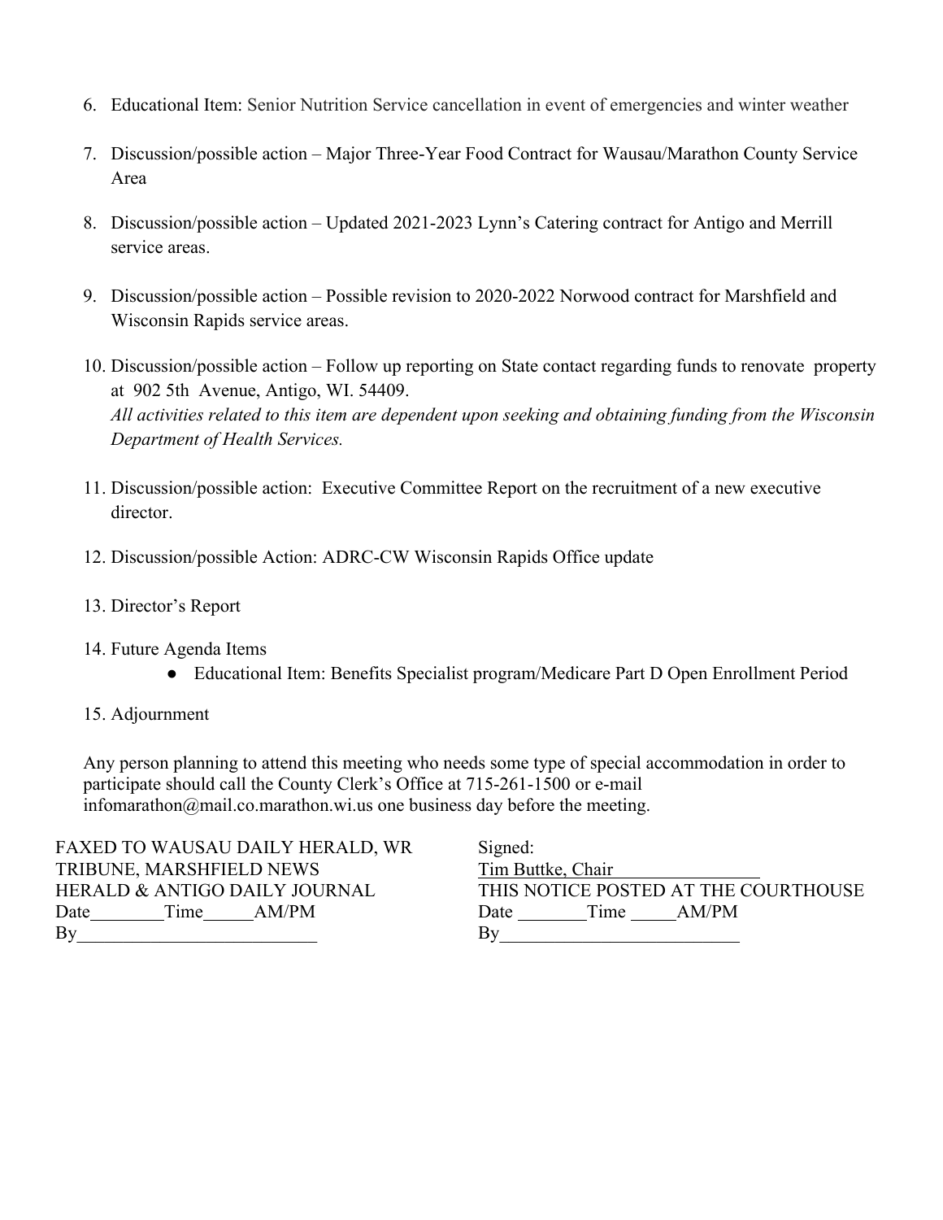6. Educational Item: Senior Nutrition Service cancellation in event of emergencies and winter weather

7. Discussion/possible action – Major Three-Year Food Contract for Wausau/Marathon County Service Area

8. Discussion/possible action – Updated 2021-2023 Lynn's Catering contract for Antigo and Merrill service areas.

9. Discussion/possible action – Possible revision to 2020-2022 Norwood contract for Marshfield and Wisconsin Rapids service areas.

10. Discussion/possible action – Follow up reporting on State contact regarding funds to renovate property at 902 5th Avenue, Antigo, WI. 54409.
    *All activities related to this item are dependent upon seeking and obtaining funding from the Wisconsin Department of Health Services.*

11. Discussion/possible action: Executive Committee Report on the recruitment of a new executive director.

12. Discussion/possible Action: ADRC-CW Wisconsin Rapids Office update

13. Director's Report

14. Future Agenda Items
    - Educational Item: Benefits Specialist program/Medicare Part D Open Enrollment Period

15. Adjournment

Any person planning to attend this meeting who needs some type of special accommodation in order to participate should call the County Clerk's Office at 715-261-1500 or e-mail infomarathon@mail.co.marathon.wi.us one business day before the meeting.

FAXED TO WAUSAU DAILY HERALD, WR TRIBUNE, MARSHFIELD NEWS HERALD & ANTIGO DAILY JOURNAL
Date________Time_____AM/PM
By__________________________

Signed:
Tim Buttke, Chair
THIS NOTICE POSTED AT THE COURTHOUSE
Date ________Time _____AM/PM
By__________________________